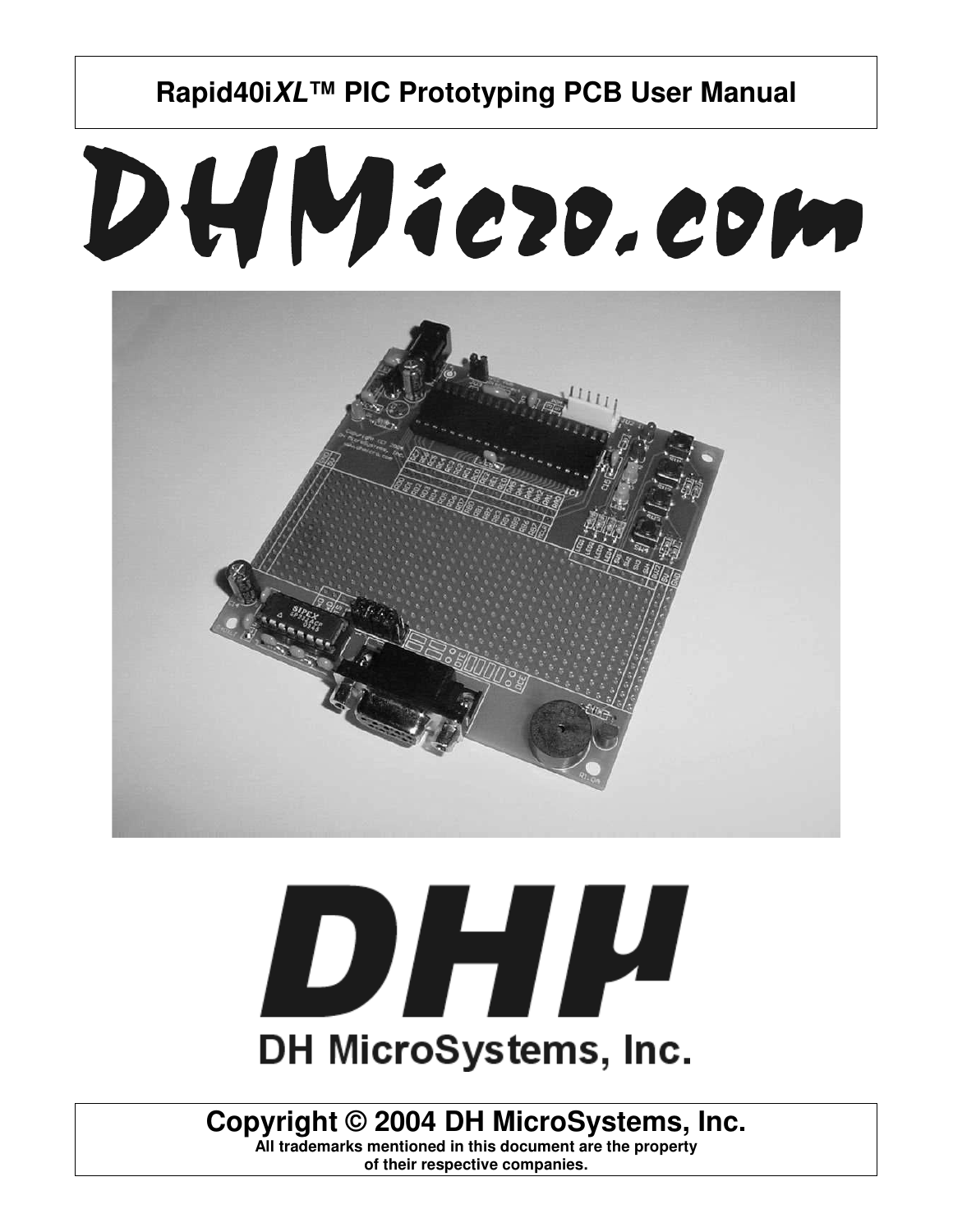# Rapid40i*XL*™ PIC Prototyping PCB User Manual

DHMicro.com

DHµ

DH MicroSystems, Inc.

**Copyright © 2004 DH MicroSystems, Inc.**

**All trademarks mentioned in this document are the property of their respective companies.**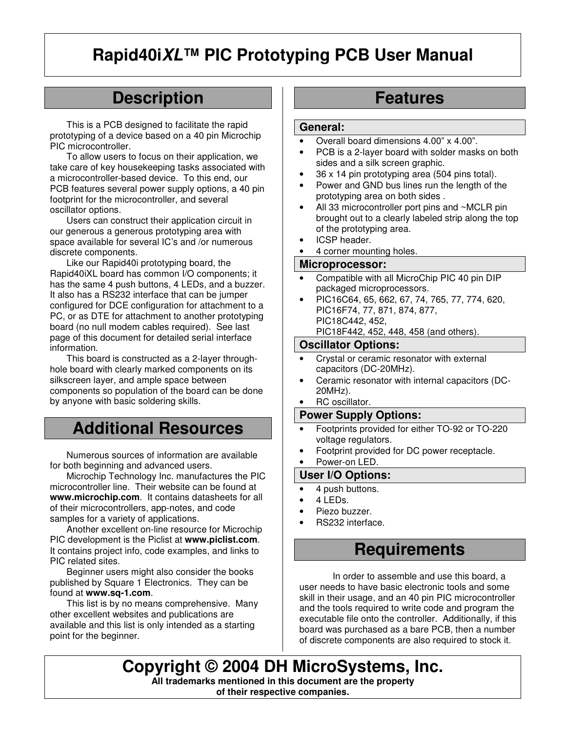# Rapid40i*XL*™ PIC Prototyping PCB User Manual

## Description

This is a PCB designed to facilitate the rapid prototyping of a device based on a 40 pin Microchip PIC microcontroller.

To allow users to focus on their application, we take care of key housekeeping tasks associated with a microcontroller-based device. To this end, our PCB features several power supply options, a 40 pin footprint for the microcontroller, and several oscillator options.

Users can construct their application circuit in our generous a generous prototyping area with space available for several IC's and /or numerous discrete components.

Like our Rapid40i prototyping board, the Rapid40iXL board has common I/O components; it has the same 4 push buttons, 4 LEDs, and a buzzer. It also has a RS232 interface that can be jumper configured for DCE configuration for attachment to a PC, or as DTE for attachment to another prototyping board (no null modem cables required). See last page of this document for detailed serial interface information.

This board is constructed as a 2-layer through-hole board with clearly marked components on its silkscreen layer, and ample space between components so population of the board can be done by anyone with basic soldering skills.

## Additional Resources

Numerous sources of information are available for both beginning and advanced users.

Microchip Technology Inc. manufactures the PIC microcontroller line. Their website can be found at **www.microchip.com**. It contains datasheets for all of their microcontrollers, app-notes, and code samples for a variety of applications.

Another excellent on-line resource for Microchip PIC development is the Piclist at **www.piclist.com**. It contains project info, code examples, and links to PIC related sites.

Beginner users might also consider the books published by Square 1 Electronics. They can be found at **www.sq-1.com**.

This list is by no means comprehensive. Many other excellent websites and publications are available and this list is only intended as a starting point for the beginner.

## Features

### General:

- Overall board dimensions 4.00" x 4.00".
- PCB is a 2-layer board with solder masks on both sides and a silk screen graphic.
- 36 x 14 pin prototyping area (504 pins total).
- Power and GND bus lines run the length of the prototyping area on both sides .
- All 33 microcontroller port pins and ~MCLR pin brought out to a clearly labeled strip along the top of the prototyping area.
- ICSP header.
- 4 corner mounting holes.

### Microprocessor:

- Compatible with all MicroChip PIC 40 pin DIP packaged microprocessors.
- PIC16C64, 65, 662, 67, 74, 765, 77, 774, 620, PIC16F74, 77, 871, 874, 877, PIC18C442, 452, PIC18F442, 452, 448, 458 (and others).

### Oscillator Options:

- Crystal or ceramic resonator with external capacitors (DC-20MHz).
- Ceramic resonator with internal capacitors (DC-20MHz).
- RC oscillator.

### Power Supply Options:

- Footprints provided for either TO-92 or TO-220 voltage regulators.
- Footprint provided for DC power receptacle.
- Power-on LED.

### User I/O Options:

- 4 push buttons.
- 4 LEDs.
- Piezo buzzer.
- RS232 interface.

## Requirements

In order to assemble and use this board, a user needs to have basic electronic tools and some skill in their usage, and an 40 pin PIC microcontroller and the tools required to write code and program the executable file onto the controller. Additionally, if this board was purchased as a bare PCB, then a number of discrete components are also required to stock it.

**Copyright © 2004 DH MicroSystems, Inc.**

**All trademarks mentioned in this document are the property of their respective companies.**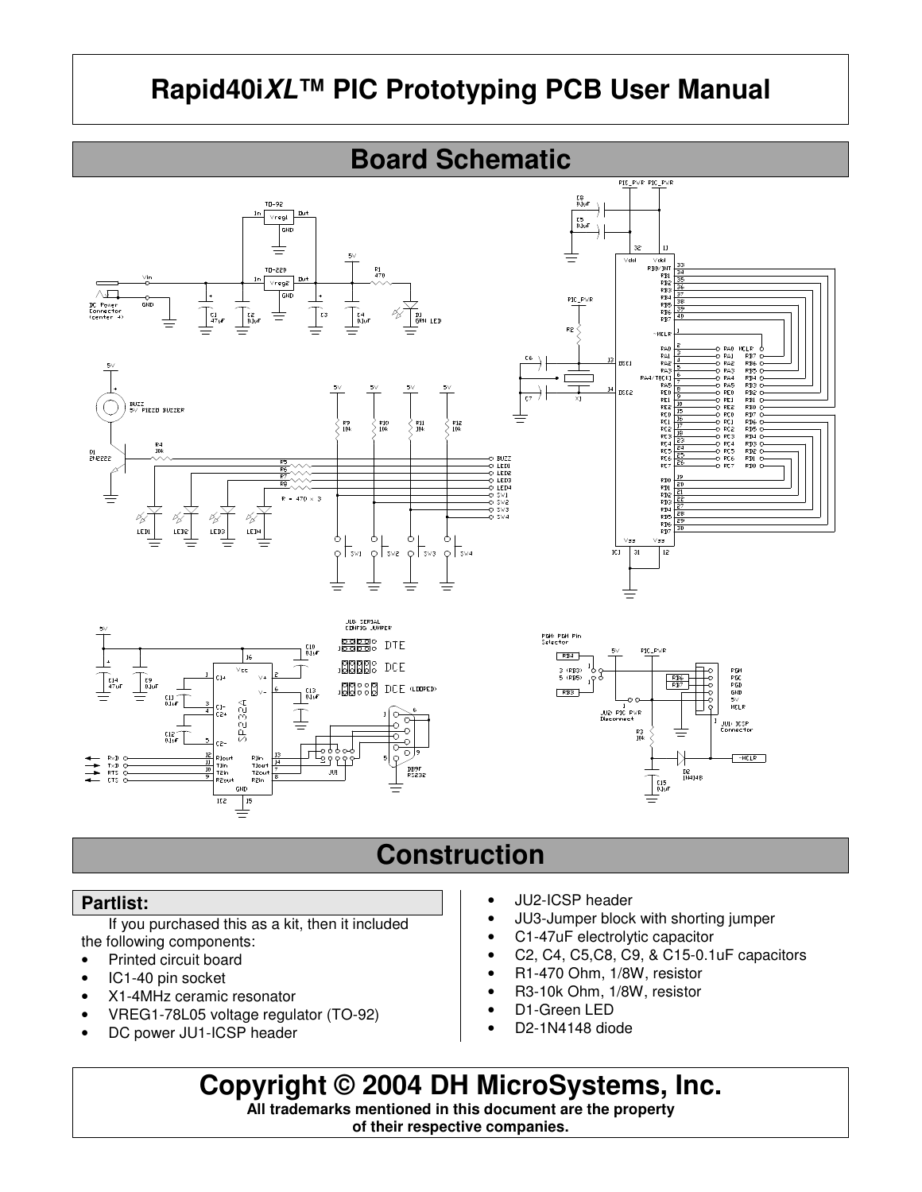# Rapid40i*XL*™ PIC Prototyping PCB User Manual

## Board Schematic

## Construction

### Partlist:

If you purchased this as a kit, then it included the following components:

- Printed circuit board
- IC1-40 pin socket
- X1-4MHz ceramic resonator
- VREG1-78L05 voltage regulator (TO-92)
- DC power JU1-ICSP header
- JU2-ICSP header
- JU3-Jumper block with shorting jumper
- C1-47uF electrolytic capacitor
- C2, C4, C5,C8, C9, & C15-0.1uF capacitors
- R1-470 Ohm, 1/8W, resistor
- R3-10k Ohm, 1/8W, resistor
- D1-Green LED
- D2-1N4148 diode

## Copyright © 2004 DH MicroSystems, Inc.

**All trademarks mentioned in this document are the property of their respective companies.**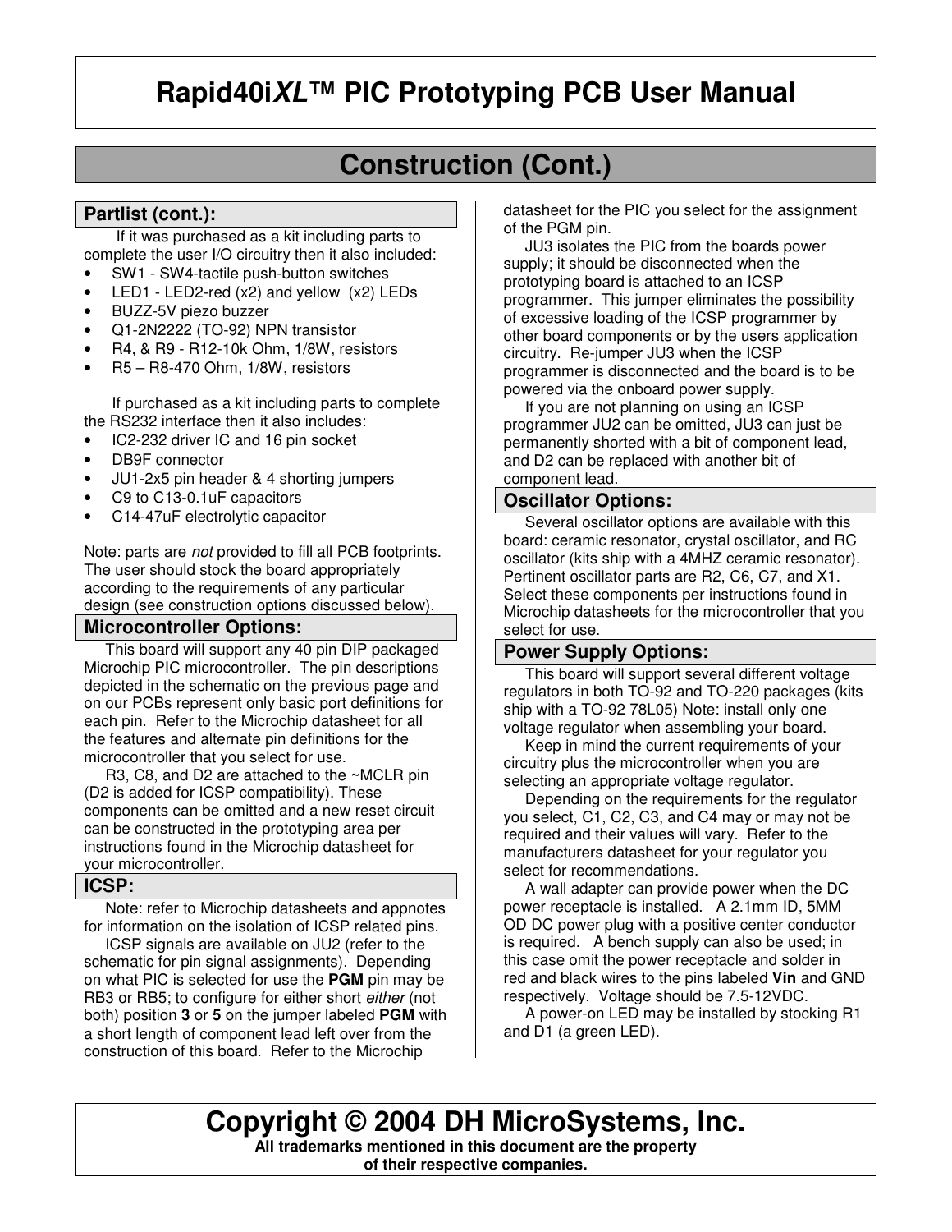# Rapid40i*XL*™ PIC Prototyping PCB User Manual

## Construction (Cont.)

### Partlist (cont.):

If it was purchased as a kit including parts to complete the user I/O circuitry then it also included:

- SW1 - SW4-tactile push-button switches
- LED1 - LED2-red (x2) and yellow (x2) LEDs
- BUZZ-5V piezo buzzer
- Q1-2N2222 (TO-92) NPN transistor
- R4, & R9 - R12-10k Ohm, 1/8W, resistors
- R5 – R8-470 Ohm, 1/8W, resistors

If purchased as a kit including parts to complete the RS232 interface then it also includes:

- IC2-232 driver IC and 16 pin socket
- DB9F connector
- JU1-2x5 pin header & 4 shorting jumpers
- C9 to C13-0.1uF capacitors
- C14-47uF electrolytic capacitor

Note: parts are *not* provided to fill all PCB footprints. The user should stock the board appropriately according to the requirements of any particular design (see construction options discussed below).

### Microcontroller Options:

This board will support any 40 pin DIP packaged Microchip PIC microcontroller. The pin descriptions depicted in the schematic on the previous page and on our PCBs represent only basic port definitions for each pin. Refer to the Microchip datasheet for all the features and alternate pin definitions for the microcontroller that you select for use.

R3, C8, and D2 are attached to the ~MCLR pin (D2 is added for ICSP compatibility). These components can be omitted and a new reset circuit can be constructed in the prototyping area per instructions found in the Microchip datasheet for your microcontroller.

### ICSP:

Note: refer to Microchip datasheets and appnotes for information on the isolation of ICSP related pins.

ICSP signals are available on JU2 (refer to the schematic for pin signal assignments). Depending on what PIC is selected for use the **PGM** pin may be RB3 or RB5; to configure for either short *either* (not both) position **3** or **5** on the jumper labeled **PGM** with a short length of component lead left over from the construction of this board. Refer to the Microchip datasheet for the PIC you select for the assignment of the PGM pin.

JU3 isolates the PIC from the boards power supply; it should be disconnected when the prototyping board is attached to an ICSP programmer. This jumper eliminates the possibility of excessive loading of the ICSP programmer by other board components or by the users application circuitry. Re-jumper JU3 when the ICSP programmer is disconnected and the board is to be powered via the onboard power supply.

If you are not planning on using an ICSP programmer JU2 can be omitted, JU3 can just be permanently shorted with a bit of component lead, and D2 can be replaced with another bit of component lead.

### Oscillator Options:

Several oscillator options are available with this board: ceramic resonator, crystal oscillator, and RC oscillator (kits ship with a 4MHZ ceramic resonator). Pertinent oscillator parts are R2, C6, C7, and X1. Select these components per instructions found in Microchip datasheets for the microcontroller that you select for use.

### Power Supply Options:

This board will support several different voltage regulators in both TO-92 and TO-220 packages (kits ship with a TO-92 78L05) Note: install only one voltage regulator when assembling your board.

Keep in mind the current requirements of your circuitry plus the microcontroller when you are selecting an appropriate voltage regulator.

Depending on the requirements for the regulator you select, C1, C2, C3, and C4 may or may not be required and their values will vary. Refer to the manufacturers datasheet for your regulator you select for recommendations.

A wall adapter can provide power when the DC power receptacle is installed. A 2.1mm ID, 5MM OD DC power plug with a positive center conductor is required. A bench supply can also be used; in this case omit the power receptacle and solder in red and black wires to the pins labeled **Vin** and GND respectively. Voltage should be 7.5-12VDC.

A power-on LED may be installed by stocking R1 and D1 (a green LED).

**Copyright © 2004 DH MicroSystems, Inc.**

**All trademarks mentioned in this document are the property of their respective companies.**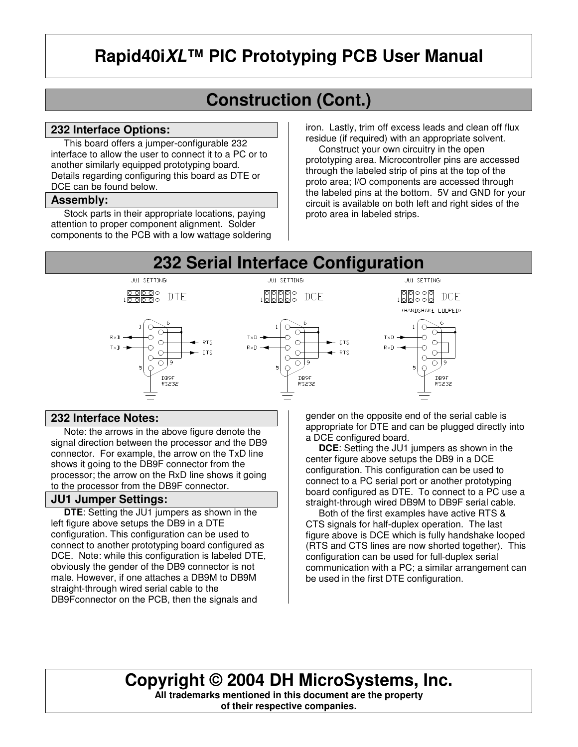# Rapid40iXL™ PIC Prototyping PCB User Manual

## Construction (Cont.)

### 232 Interface Options:

This board offers a jumper-configurable 232 interface to allow the user to connect it to a PC or to another similarly equipped prototyping board. Details regarding configuring this board as DTE or DCE can be found below.

### Assembly:

Stock parts in their appropriate locations, paying attention to proper component alignment. Solder components to the PCB with a low wattage soldering iron. Lastly, trim off excess leads and clean off flux residue (if required) with an appropriate solvent.

Construct your own circuitry in the open prototyping area. Microcontroller pins are accessed through the labeled strip of pins at the top of the proto area; I/O components are accessed through the labeled pins at the bottom. 5V and GND for your circuit is available on both left and right sides of the proto area in labeled strips.

## 232 Serial Interface Configuration

JU1 SETTING: DTE

JU1 SETTING: DCE

JU1 SETTING: DCE (HANDSHAKE LOOPED)

### 232 Interface Notes:

Note: the arrows in the above figure denote the signal direction between the processor and the DB9 connector. For example, the arrow on the TxD line shows it going to the DB9F connector from the processor; the arrow on the RxD line shows it going to the processor from the DB9F connector.

### JU1 Jumper Settings:

**DTE**: Setting the JU1 jumpers as shown in the left figure above setups the DB9 in a DTE configuration. This configuration can be used to connect to another prototyping board configured as DCE. Note: while this configuration is labeled DTE, obviously the gender of the DB9 connector is not male. However, if one attaches a DB9M to DB9M straight-through wired serial cable to the DB9Fconnector on the PCB, then the signals and gender on the opposite end of the serial cable is appropriate for DTE and can be plugged directly into a DCE configured board.

**DCE**: Setting the JU1 jumpers as shown in the center figure above setups the DB9 in a DCE configuration. This configuration can be used to connect to a PC serial port or another prototyping board configured as DTE. To connect to a PC use a straight-through wired DB9M to DB9F serial cable.

Both of the first examples have active RTS & CTS signals for half-duplex operation. The last figure above is DCE which is fully handshake looped (RTS and CTS lines are now shorted together). This configuration can be used for full-duplex serial communication with a PC; a similar arrangement can be used in the first DTE configuration.

**Copyright © 2004 DH MicroSystems, Inc.**

**All trademarks mentioned in this document are the property of their respective companies.**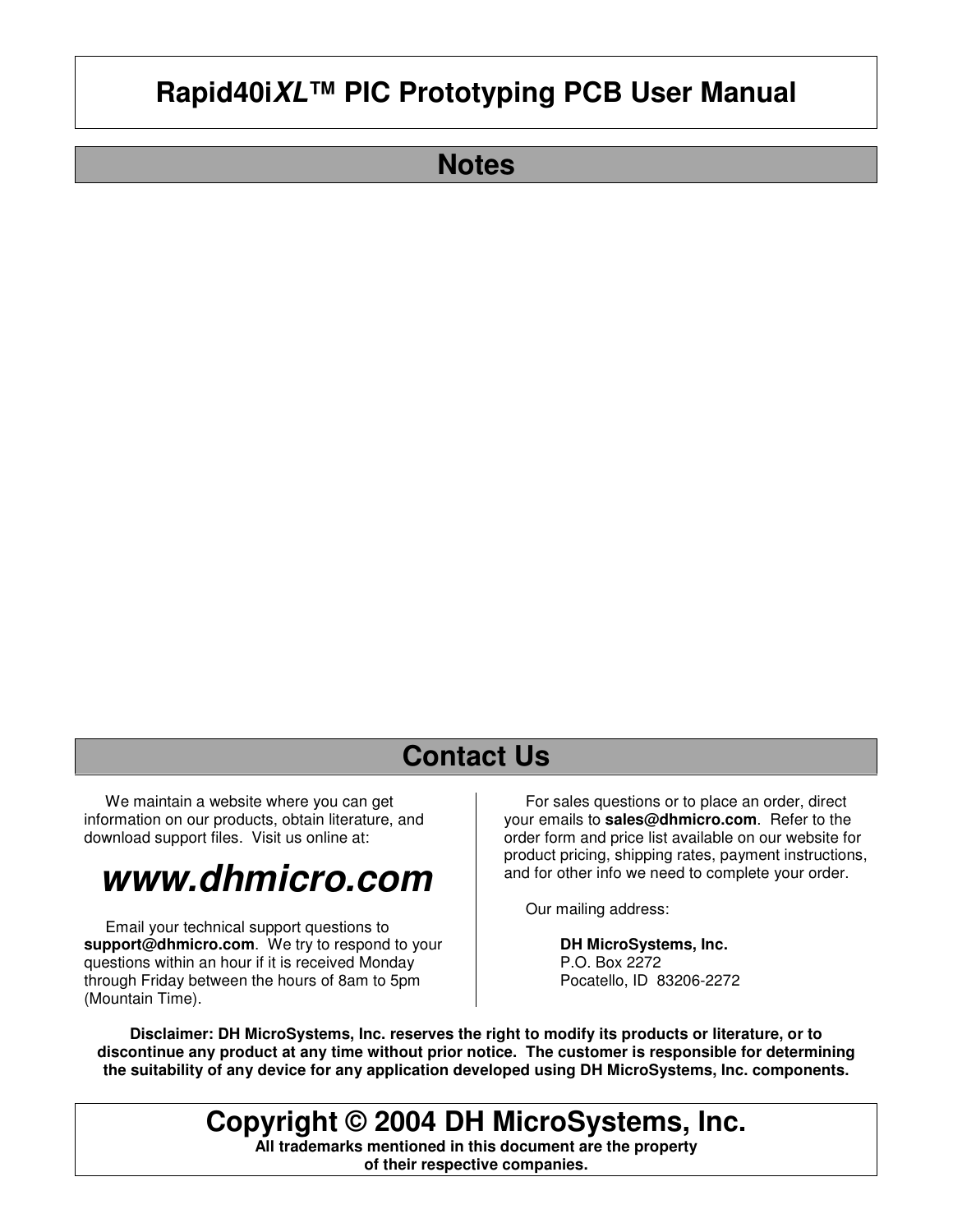# Rapid40i*XL*™ PIC Prototyping PCB User Manual

## Notes

## Contact Us

We maintain a website where you can get information on our products, obtain literature, and download support files. Visit us online at:

***www.dhmicro.com***

Email your technical support questions to **support@dhmicro.com**. We try to respond to your questions within an hour if it is received Monday through Friday between the hours of 8am to 5pm (Mountain Time).

For sales questions or to place an order, direct your emails to **sales@dhmicro.com**. Refer to the order form and price list available on our website for product pricing, shipping rates, payment instructions, and for other info we need to complete your order.

Our mailing address:

**DH MicroSystems, Inc.**
P.O. Box 2272
Pocatello, ID 83206-2272

**Disclaimer: DH MicroSystems, Inc. reserves the right to modify its products or literature, or to discontinue any product at any time without prior notice. The customer is responsible for determining the suitability of any device for any application developed using DH MicroSystems, Inc. components.**

## Copyright © 2004 DH MicroSystems, Inc.

**All trademarks mentioned in this document are the property of their respective companies.**